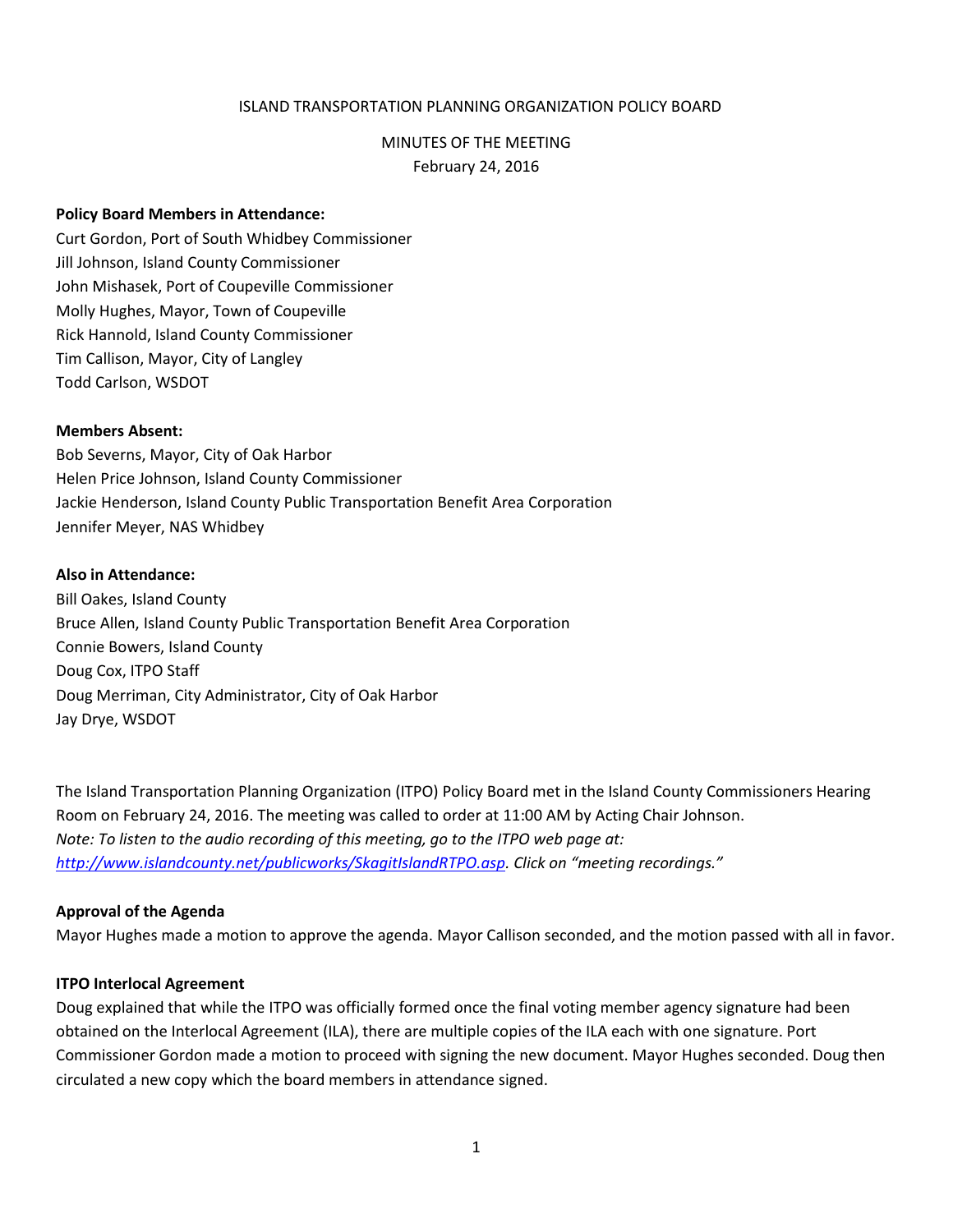ISLAND TRANSPORTATION PLANNING ORGANIZATION POLICY BOARD

MINUTES OF THE MEETING
February 24, 2016

**Policy Board Members in Attendance:**
Curt Gordon, Port of South Whidbey Commissioner
Jill Johnson, Island County Commissioner
John Mishasek, Port of Coupeville Commissioner
Molly Hughes, Mayor, Town of Coupeville
Rick Hannold, Island County Commissioner
Tim Callison, Mayor, City of Langley
Todd Carlson, WSDOT

**Members Absent:**
Bob Severns, Mayor, City of Oak Harbor
Helen Price Johnson, Island County Commissioner
Jackie Henderson, Island County Public Transportation Benefit Area Corporation
Jennifer Meyer, NAS Whidbey

**Also in Attendance:**
Bill Oakes, Island County
Bruce Allen, Island County Public Transportation Benefit Area Corporation
Connie Bowers, Island County
Doug Cox, ITPO Staff
Doug Merriman, City Administrator, City of Oak Harbor
Jay Drye, WSDOT

The Island Transportation Planning Organization (ITPO) Policy Board met in the Island County Commissioners Hearing Room on February 24, 2016. The meeting was called to order at 11:00 AM by Acting Chair Johnson.
*Note: To listen to the audio recording of this meeting, go to the ITPO web page at: [http://www.islandcounty.net/publicworks/SkagitIslandRTPO.asp](http://www.islandcounty.net/publicworks/SkagitIslandRTPO.asp). Click on "meeting recordings."*

**Approval of the Agenda**
Mayor Hughes made a motion to approve the agenda. Mayor Callison seconded, and the motion passed with all in favor.

**ITPO Interlocal Agreement**
Doug explained that while the ITPO was officially formed once the final voting member agency signature had been obtained on the Interlocal Agreement (ILA), there are multiple copies of the ILA each with one signature. Port Commissioner Gordon made a motion to proceed with signing the new document. Mayor Hughes seconded. Doug then circulated a new copy which the board members in attendance signed.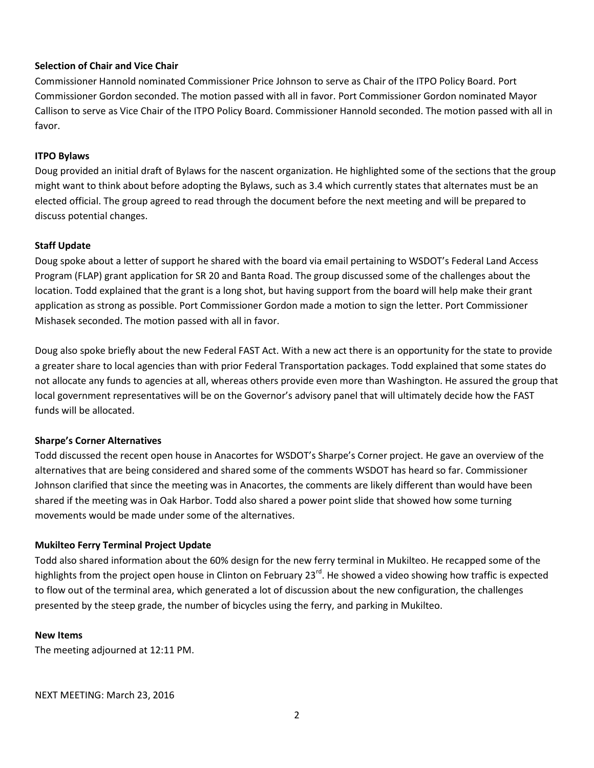**Selection of Chair and Vice Chair**

Commissioner Hannold nominated Commissioner Price Johnson to serve as Chair of the ITPO Policy Board. Port Commissioner Gordon seconded. The motion passed with all in favor. Port Commissioner Gordon nominated Mayor Callison to serve as Vice Chair of the ITPO Policy Board. Commissioner Hannold seconded. The motion passed with all in favor.

**ITPO Bylaws**

Doug provided an initial draft of Bylaws for the nascent organization. He highlighted some of the sections that the group might want to think about before adopting the Bylaws, such as 3.4 which currently states that alternates must be an elected official. The group agreed to read through the document before the next meeting and will be prepared to discuss potential changes.

**Staff Update**

Doug spoke about a letter of support he shared with the board via email pertaining to WSDOT's Federal Land Access Program (FLAP) grant application for SR 20 and Banta Road. The group discussed some of the challenges about the location. Todd explained that the grant is a long shot, but having support from the board will help make their grant application as strong as possible. Port Commissioner Gordon made a motion to sign the letter. Port Commissioner Mishasek seconded. The motion passed with all in favor.

Doug also spoke briefly about the new Federal FAST Act. With a new act there is an opportunity for the state to provide a greater share to local agencies than with prior Federal Transportation packages. Todd explained that some states do not allocate any funds to agencies at all, whereas others provide even more than Washington. He assured the group that local government representatives will be on the Governor's advisory panel that will ultimately decide how the FAST funds will be allocated.

**Sharpe's Corner Alternatives**

Todd discussed the recent open house in Anacortes for WSDOT's Sharpe's Corner project. He gave an overview of the alternatives that are being considered and shared some of the comments WSDOT has heard so far. Commissioner Johnson clarified that since the meeting was in Anacortes, the comments are likely different than would have been shared if the meeting was in Oak Harbor. Todd also shared a power point slide that showed how some turning movements would be made under some of the alternatives.

**Mukilteo Ferry Terminal Project Update**

Todd also shared information about the 60% design for the new ferry terminal in Mukilteo. He recapped some of the highlights from the project open house in Clinton on February 23rd. He showed a video showing how traffic is expected to flow out of the terminal area, which generated a lot of discussion about the new configuration, the challenges presented by the steep grade, the number of bicycles using the ferry, and parking in Mukilteo.

**New Items**

The meeting adjourned at 12:11 PM.

NEXT MEETING: March 23, 2016